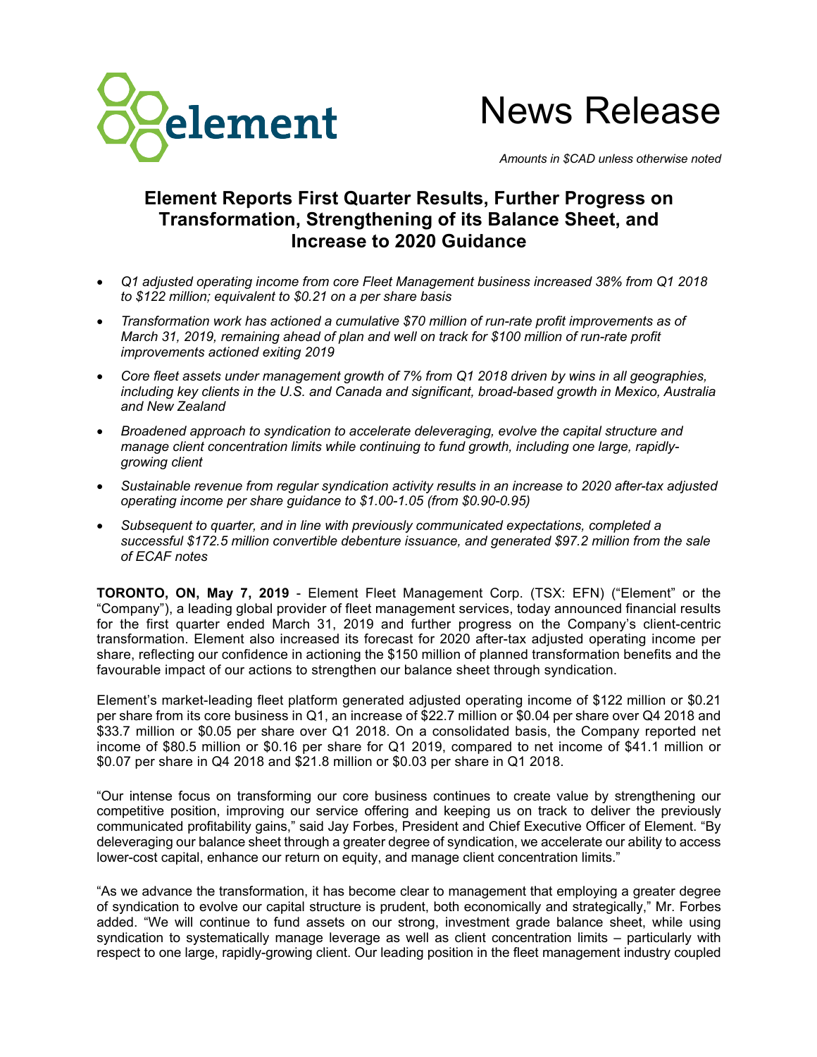# News Release

*Amounts in $CAD unless otherwise noted*

## Element Reports First Quarter Results, Further Progress on Transformation, Strengthening of its Balance Sheet, and Increase to 2020 Guidance

- *Q1 adjusted operating income from core Fleet Management business increased 38% from Q1 2018 to $122 million; equivalent to $0.21 on a per share basis*
- *Transformation work has actioned a cumulative $70 million of run-rate profit improvements as of March 31, 2019, remaining ahead of plan and well on track for $100 million of run-rate profit improvements actioned exiting 2019*
- *Core fleet assets under management growth of 7% from Q1 2018 driven by wins in all geographies, including key clients in the U.S. and Canada and significant, broad-based growth in Mexico, Australia and New Zealand*
- *Broadened approach to syndication to accelerate deleveraging, evolve the capital structure and manage client concentration limits while continuing to fund growth, including one large, rapidly-growing client*
- *Sustainable revenue from regular syndication activity results in an increase to 2020 after-tax adjusted operating income per share guidance to $1.00-1.05 (from $0.90-0.95)*
- *Subsequent to quarter, and in line with previously communicated expectations, completed a successful $172.5 million convertible debenture issuance, and generated $97.2 million from the sale of ECAF notes*

**TORONTO, ON, May 7, 2019** - Element Fleet Management Corp. (TSX: EFN) ("Element" or the "Company"), a leading global provider of fleet management services, today announced financial results for the first quarter ended March 31, 2019 and further progress on the Company's client-centric transformation. Element also increased its forecast for 2020 after-tax adjusted operating income per share, reflecting our confidence in actioning the $150 million of planned transformation benefits and the favourable impact of our actions to strengthen our balance sheet through syndication.

Element's market-leading fleet platform generated adjusted operating income of $122 million or $0.21 per share from its core business in Q1, an increase of $22.7 million or $0.04 per share over Q4 2018 and $33.7 million or $0.05 per share over Q1 2018. On a consolidated basis, the Company reported net income of $80.5 million or $0.16 per share for Q1 2019, compared to net income of $41.1 million or $0.07 per share in Q4 2018 and $21.8 million or $0.03 per share in Q1 2018.

"Our intense focus on transforming our core business continues to create value by strengthening our competitive position, improving our service offering and keeping us on track to deliver the previously communicated profitability gains," said Jay Forbes, President and Chief Executive Officer of Element. "By deleveraging our balance sheet through a greater degree of syndication, we accelerate our ability to access lower-cost capital, enhance our return on equity, and manage client concentration limits."

"As we advance the transformation, it has become clear to management that employing a greater degree of syndication to evolve our capital structure is prudent, both economically and strategically," Mr. Forbes added. "We will continue to fund assets on our strong, investment grade balance sheet, while using syndication to systematically manage leverage as well as client concentration limits – particularly with respect to one large, rapidly-growing client. Our leading position in the fleet management industry coupled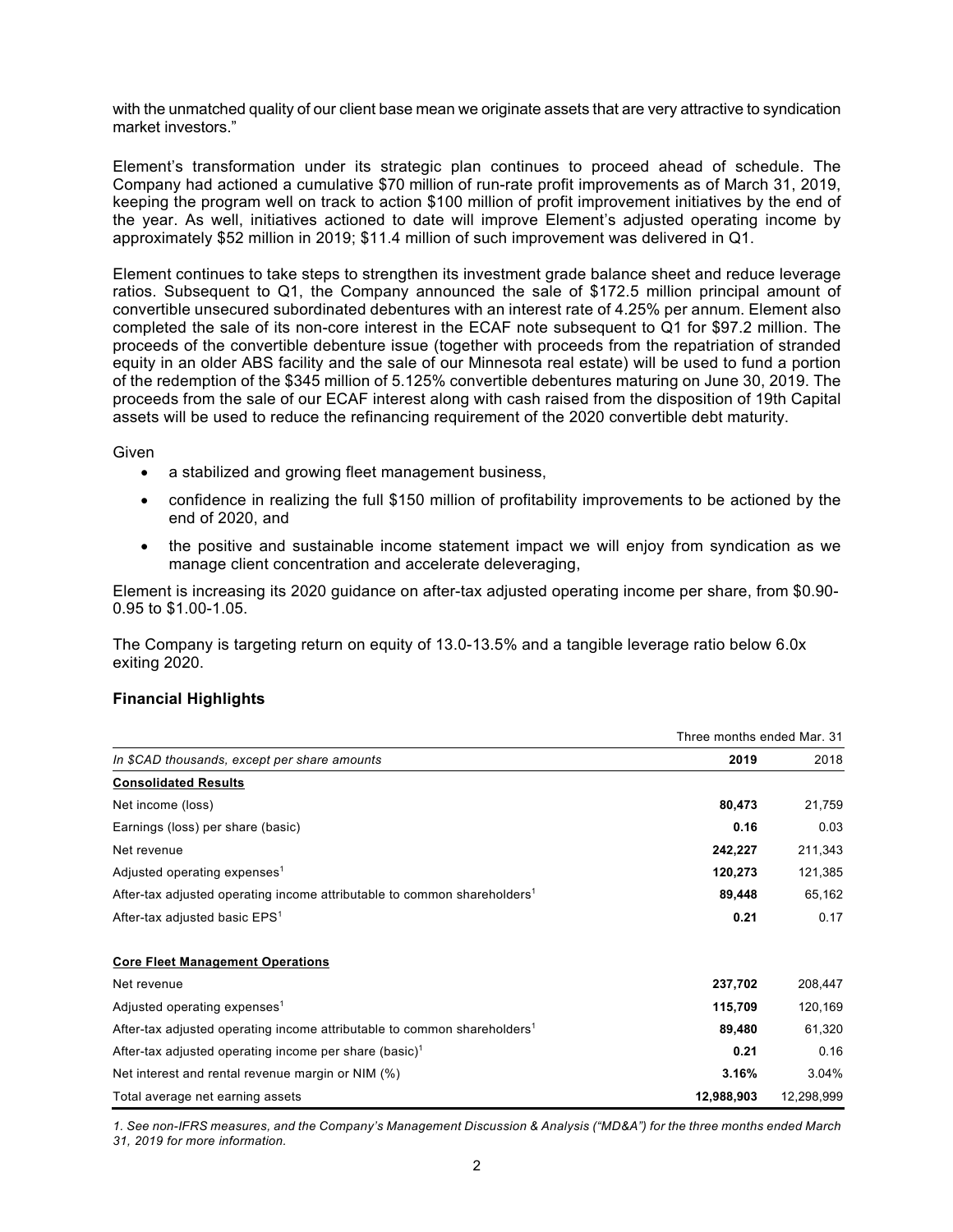with the unmatched quality of our client base mean we originate assets that are very attractive to syndication market investors."

Element's transformation under its strategic plan continues to proceed ahead of schedule. The Company had actioned a cumulative $70 million of run-rate profit improvements as of March 31, 2019, keeping the program well on track to action $100 million of profit improvement initiatives by the end of the year. As well, initiatives actioned to date will improve Element's adjusted operating income by approximately $52 million in 2019; $11.4 million of such improvement was delivered in Q1.

Element continues to take steps to strengthen its investment grade balance sheet and reduce leverage ratios. Subsequent to Q1, the Company announced the sale of $172.5 million principal amount of convertible unsecured subordinated debentures with an interest rate of 4.25% per annum. Element also completed the sale of its non-core interest in the ECAF note subsequent to Q1 for $97.2 million. The proceeds of the convertible debenture issue (together with proceeds from the repatriation of stranded equity in an older ABS facility and the sale of our Minnesota real estate) will be used to fund a portion of the redemption of the $345 million of 5.125% convertible debentures maturing on June 30, 2019. The proceeds from the sale of our ECAF interest along with cash raised from the disposition of 19th Capital assets will be used to reduce the refinancing requirement of the 2020 convertible debt maturity.

Given

- a stabilized and growing fleet management business,
- confidence in realizing the full $150 million of profitability improvements to be actioned by the end of 2020, and
- the positive and sustainable income statement impact we will enjoy from syndication as we manage client concentration and accelerate deleveraging,

Element is increasing its 2020 guidance on after-tax adjusted operating income per share, from $0.90-0.95 to $1.00-1.05.

The Company is targeting return on equity of 13.0-13.5% and a tangible leverage ratio below 6.0x exiting 2020.

## Financial Highlights

| | Three months ended Mar. 31 | |
|---|---|---|
| *In $CAD thousands, except per share amounts* | **2019** | 2018 |
| **Consolidated Results** | | |
| Net income (loss) | **80,473** | 21,759 |
| Earnings (loss) per share (basic) | **0.16** | 0.03 |
| Net revenue | **242,227** | 211,343 |
| Adjusted operating expenses[1] | **120,273** | 121,385 |
| After-tax adjusted operating income attributable to common shareholders[1] | **89,448** | 65,162 |
| After-tax adjusted basic EPS[1] | **0.21** | 0.17 |
| **Core Fleet Management Operations** | | |
| Net revenue | **237,702** | 208,447 |
| Adjusted operating expenses[1] | **115,709** | 120,169 |
| After-tax adjusted operating income attributable to common shareholders[1] | **89,480** | 61,320 |
| After-tax adjusted operating income per share (basic)[1] | **0.21** | 0.16 |
| Net interest and rental revenue margin or NIM (%) | **3.16%** | 3.04% |
| Total average net earning assets | **12,988,903** | 12,298,999 |

*1. See non-IFRS measures, and the Company's Management Discussion & Analysis ("MD&A") for the three months ended March 31, 2019 for more information.*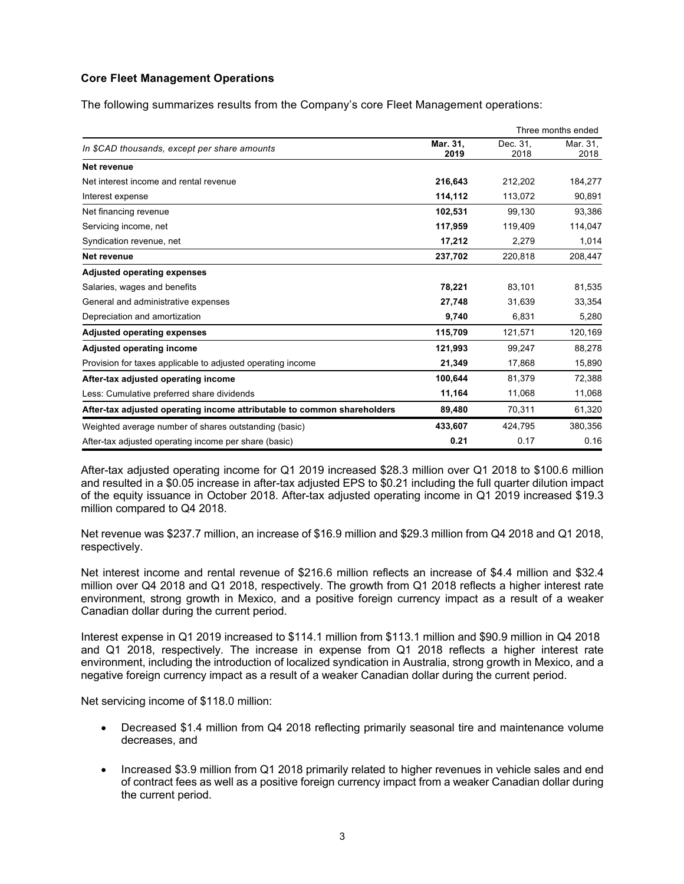**Core Fleet Management Operations**

The following summarizes results from the Company's core Fleet Management operations:

| | Three months ended | | |
|---|---|---|---|
| *In $CAD thousands, except per share amounts* | **Mar. 31, 2019** | Dec. 31, 2018 | Mar. 31, 2018 |
| **Net revenue** | | | |
| Net interest income and rental revenue | **216,643** | 212,202 | 184,277 |
| Interest expense | **114,112** | 113,072 | 90,891 |
| Net financing revenue | **102,531** | 99,130 | 93,386 |
| Servicing income, net | **117,959** | 119,409 | 114,047 |
| Syndication revenue, net | **17,212** | 2,279 | 1,014 |
| **Net revenue** | **237,702** | 220,818 | 208,447 |
| **Adjusted operating expenses** | | | |
| Salaries, wages and benefits | **78,221** | 83,101 | 81,535 |
| General and administrative expenses | **27,748** | 31,639 | 33,354 |
| Depreciation and amortization | **9,740** | 6,831 | 5,280 |
| **Adjusted operating expenses** | **115,709** | 121,571 | 120,169 |
| **Adjusted operating income** | **121,993** | 99,247 | 88,278 |
| Provision for taxes applicable to adjusted operating income | **21,349** | 17,868 | 15,890 |
| **After-tax adjusted operating income** | **100,644** | 81,379 | 72,388 |
| Less: Cumulative preferred share dividends | **11,164** | 11,068 | 11,068 |
| **After-tax adjusted operating income attributable to common shareholders** | **89,480** | 70,311 | 61,320 |
| Weighted average number of shares outstanding (basic) | **433,607** | 424,795 | 380,356 |
| After-tax adjusted operating income per share (basic) | **0.21** | 0.17 | 0.16 |

After-tax adjusted operating income for Q1 2019 increased $28.3 million over Q1 2018 to $100.6 million and resulted in a $0.05 increase in after-tax adjusted EPS to $0.21 including the full quarter dilution impact of the equity issuance in October 2018. After-tax adjusted operating income in Q1 2019 increased $19.3 million compared to Q4 2018.

Net revenue was $237.7 million, an increase of $16.9 million and $29.3 million from Q4 2018 and Q1 2018, respectively.

Net interest income and rental revenue of $216.6 million reflects an increase of $4.4 million and $32.4 million over Q4 2018 and Q1 2018, respectively. The growth from Q1 2018 reflects a higher interest rate environment, strong growth in Mexico, and a positive foreign currency impact as a result of a weaker Canadian dollar during the current period.

Interest expense in Q1 2019 increased to $114.1 million from $113.1 million and $90.9 million in Q4 2018 and Q1 2018, respectively. The increase in expense from Q1 2018 reflects a higher interest rate environment, including the introduction of localized syndication in Australia, strong growth in Mexico, and a negative foreign currency impact as a result of a weaker Canadian dollar during the current period.

Net servicing income of $118.0 million:

- Decreased $1.4 million from Q4 2018 reflecting primarily seasonal tire and maintenance volume decreases, and
- Increased $3.9 million from Q1 2018 primarily related to higher revenues in vehicle sales and end of contract fees as well as a positive foreign currency impact from a weaker Canadian dollar during the current period.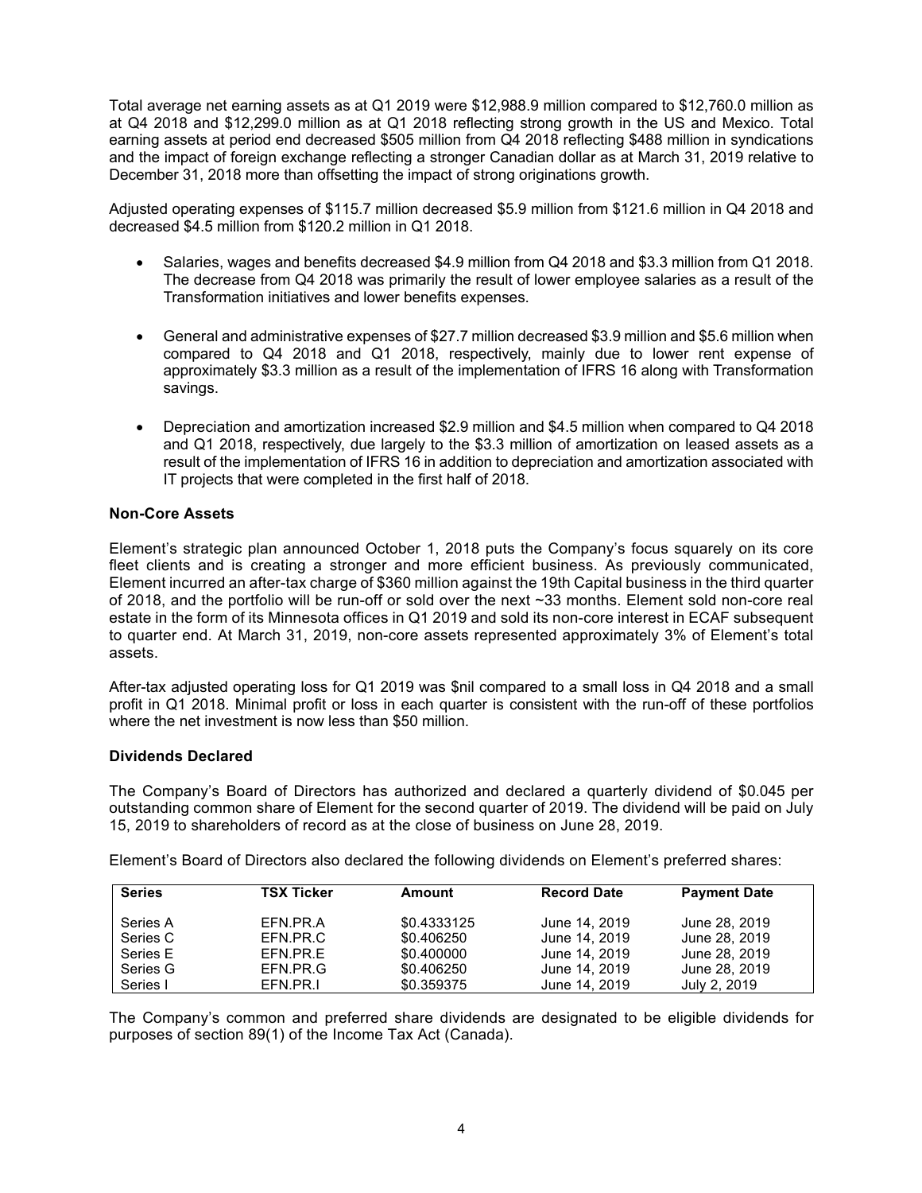Total average net earning assets as at Q1 2019 were $12,988.9 million compared to $12,760.0 million as at Q4 2018 and $12,299.0 million as at Q1 2018 reflecting strong growth in the US and Mexico. Total earning assets at period end decreased $505 million from Q4 2018 reflecting $488 million in syndications and the impact of foreign exchange reflecting a stronger Canadian dollar as at March 31, 2019 relative to December 31, 2018 more than offsetting the impact of strong originations growth.

Adjusted operating expenses of $115.7 million decreased $5.9 million from $121.6 million in Q4 2018 and decreased $4.5 million from $120.2 million in Q1 2018.

- Salaries, wages and benefits decreased $4.9 million from Q4 2018 and $3.3 million from Q1 2018. The decrease from Q4 2018 was primarily the result of lower employee salaries as a result of the Transformation initiatives and lower benefits expenses.
- General and administrative expenses of $27.7 million decreased $3.9 million and $5.6 million when compared to Q4 2018 and Q1 2018, respectively, mainly due to lower rent expense of approximately $3.3 million as a result of the implementation of IFRS 16 along with Transformation savings.
- Depreciation and amortization increased $2.9 million and $4.5 million when compared to Q4 2018 and Q1 2018, respectively, due largely to the $3.3 million of amortization on leased assets as a result of the implementation of IFRS 16 in addition to depreciation and amortization associated with IT projects that were completed in the first half of 2018.

**Non-Core Assets**

Element's strategic plan announced October 1, 2018 puts the Company's focus squarely on its core fleet clients and is creating a stronger and more efficient business. As previously communicated, Element incurred an after-tax charge of $360 million against the 19th Capital business in the third quarter of 2018, and the portfolio will be run-off or sold over the next ~33 months. Element sold non-core real estate in the form of its Minnesota offices in Q1 2019 and sold its non-core interest in ECAF subsequent to quarter end. At March 31, 2019, non-core assets represented approximately 3% of Element's total assets.

After-tax adjusted operating loss for Q1 2019 was $nil compared to a small loss in Q4 2018 and a small profit in Q1 2018. Minimal profit or loss in each quarter is consistent with the run-off of these portfolios where the net investment is now less than $50 million.

**Dividends Declared**

The Company's Board of Directors has authorized and declared a quarterly dividend of $0.045 per outstanding common share of Element for the second quarter of 2019. The dividend will be paid on July 15, 2019 to shareholders of record as at the close of business on June 28, 2019.

Element's Board of Directors also declared the following dividends on Element's preferred shares:

| Series | TSX Ticker | Amount | Record Date | Payment Date |
|---|---|---|---|---|
| Series A | EFN.PR.A | $0.4333125 | June 14, 2019 | June 28, 2019 |
| Series C | EFN.PR.C | $0.406250 | June 14, 2019 | June 28, 2019 |
| Series E | EFN.PR.E | $0.400000 | June 14, 2019 | June 28, 2019 |
| Series G | EFN.PR.G | $0.406250 | June 14, 2019 | June 28, 2019 |
| Series I | EFN.PR.I | $0.359375 | June 14, 2019 | July 2, 2019 |

The Company's common and preferred share dividends are designated to be eligible dividends for purposes of section 89(1) of the Income Tax Act (Canada).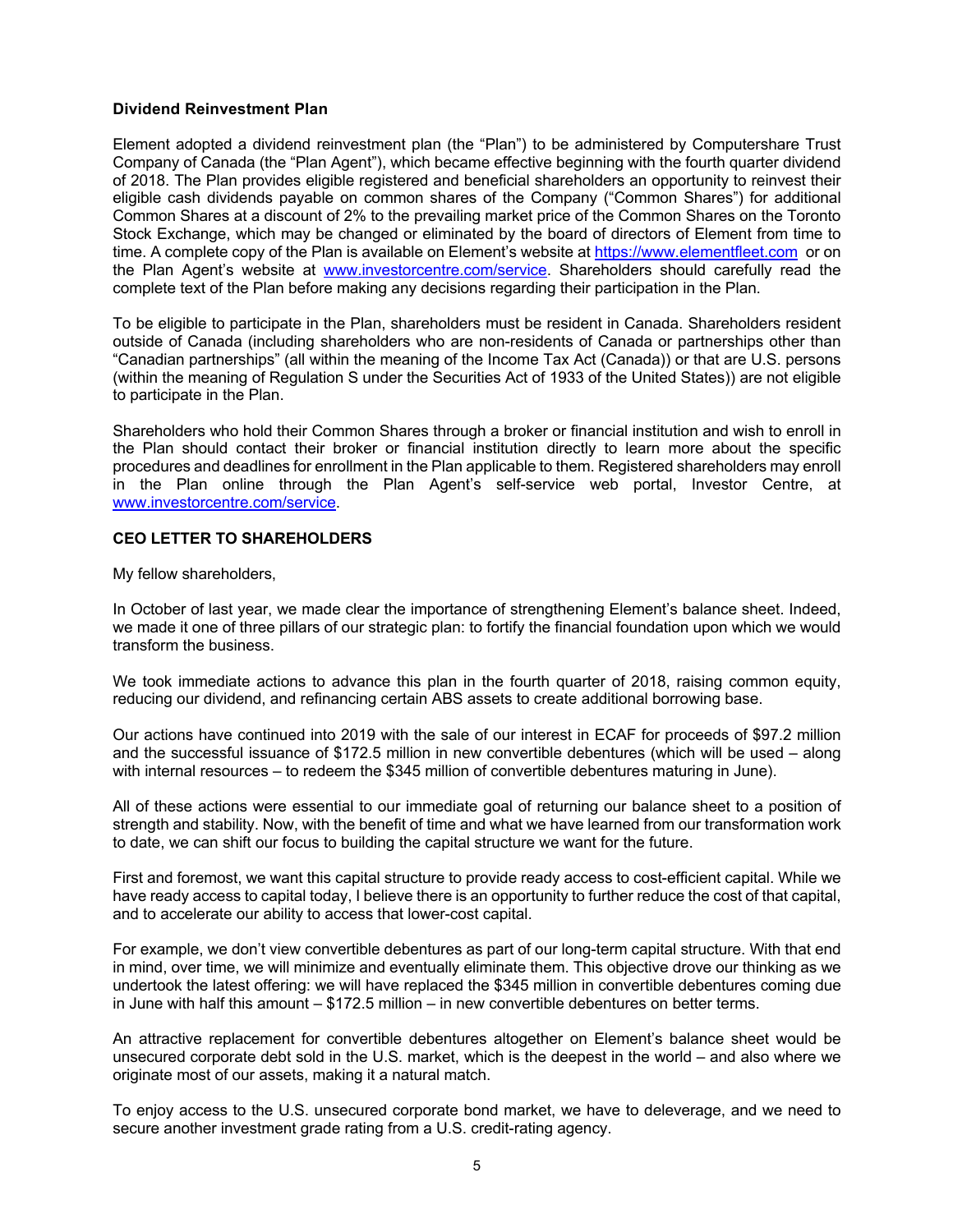### Dividend Reinvestment Plan

Element adopted a dividend reinvestment plan (the "Plan") to be administered by Computershare Trust Company of Canada (the "Plan Agent"), which became effective beginning with the fourth quarter dividend of 2018. The Plan provides eligible registered and beneficial shareholders an opportunity to reinvest their eligible cash dividends payable on common shares of the Company ("Common Shares") for additional Common Shares at a discount of 2% to the prevailing market price of the Common Shares on the Toronto Stock Exchange, which may be changed or eliminated by the board of directors of Element from time to time. A complete copy of the Plan is available on Element's website at https://www.elementfleet.com or on the Plan Agent's website at www.investorcentre.com/service. Shareholders should carefully read the complete text of the Plan before making any decisions regarding their participation in the Plan.

To be eligible to participate in the Plan, shareholders must be resident in Canada. Shareholders resident outside of Canada (including shareholders who are non-residents of Canada or partnerships other than "Canadian partnerships" (all within the meaning of the Income Tax Act (Canada)) or that are U.S. persons (within the meaning of Regulation S under the Securities Act of 1933 of the United States)) are not eligible to participate in the Plan.

Shareholders who hold their Common Shares through a broker or financial institution and wish to enroll in the Plan should contact their broker or financial institution directly to learn more about the specific procedures and deadlines for enrollment in the Plan applicable to them. Registered shareholders may enroll in the Plan online through the Plan Agent's self-service web portal, Investor Centre, at www.investorcentre.com/service.

### CEO LETTER TO SHAREHOLDERS

My fellow shareholders,

In October of last year, we made clear the importance of strengthening Element's balance sheet. Indeed, we made it one of three pillars of our strategic plan: to fortify the financial foundation upon which we would transform the business.

We took immediate actions to advance this plan in the fourth quarter of 2018, raising common equity, reducing our dividend, and refinancing certain ABS assets to create additional borrowing base.

Our actions have continued into 2019 with the sale of our interest in ECAF for proceeds of $97.2 million and the successful issuance of $172.5 million in new convertible debentures (which will be used – along with internal resources – to redeem the $345 million of convertible debentures maturing in June).

All of these actions were essential to our immediate goal of returning our balance sheet to a position of strength and stability. Now, with the benefit of time and what we have learned from our transformation work to date, we can shift our focus to building the capital structure we want for the future.

First and foremost, we want this capital structure to provide ready access to cost-efficient capital. While we have ready access to capital today, I believe there is an opportunity to further reduce the cost of that capital, and to accelerate our ability to access that lower-cost capital.

For example, we don't view convertible debentures as part of our long-term capital structure. With that end in mind, over time, we will minimize and eventually eliminate them. This objective drove our thinking as we undertook the latest offering: we will have replaced the $345 million in convertible debentures coming due in June with half this amount – $172.5 million – in new convertible debentures on better terms.

An attractive replacement for convertible debentures altogether on Element's balance sheet would be unsecured corporate debt sold in the U.S. market, which is the deepest in the world – and also where we originate most of our assets, making it a natural match.

To enjoy access to the U.S. unsecured corporate bond market, we have to deleverage, and we need to secure another investment grade rating from a U.S. credit-rating agency.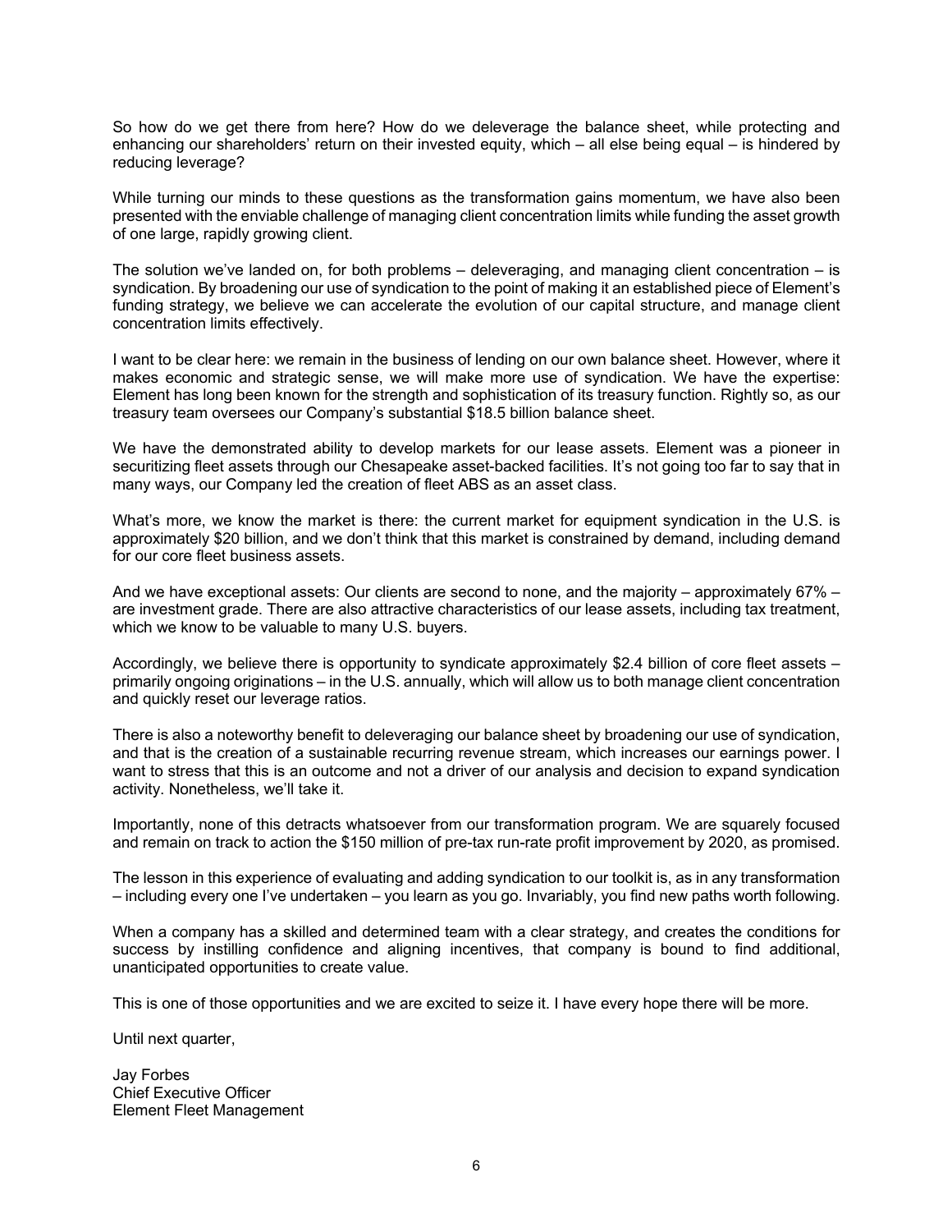So how do we get there from here? How do we deleverage the balance sheet, while protecting and enhancing our shareholders' return on their invested equity, which – all else being equal – is hindered by reducing leverage?

While turning our minds to these questions as the transformation gains momentum, we have also been presented with the enviable challenge of managing client concentration limits while funding the asset growth of one large, rapidly growing client.

The solution we've landed on, for both problems – deleveraging, and managing client concentration – is syndication. By broadening our use of syndication to the point of making it an established piece of Element's funding strategy, we believe we can accelerate the evolution of our capital structure, and manage client concentration limits effectively.

I want to be clear here: we remain in the business of lending on our own balance sheet. However, where it makes economic and strategic sense, we will make more use of syndication. We have the expertise: Element has long been known for the strength and sophistication of its treasury function. Rightly so, as our treasury team oversees our Company's substantial $18.5 billion balance sheet.

We have the demonstrated ability to develop markets for our lease assets. Element was a pioneer in securitizing fleet assets through our Chesapeake asset-backed facilities. It's not going too far to say that in many ways, our Company led the creation of fleet ABS as an asset class.

What's more, we know the market is there: the current market for equipment syndication in the U.S. is approximately $20 billion, and we don't think that this market is constrained by demand, including demand for our core fleet business assets.

And we have exceptional assets: Our clients are second to none, and the majority – approximately 67% – are investment grade. There are also attractive characteristics of our lease assets, including tax treatment, which we know to be valuable to many U.S. buyers.

Accordingly, we believe there is opportunity to syndicate approximately $2.4 billion of core fleet assets – primarily ongoing originations – in the U.S. annually, which will allow us to both manage client concentration and quickly reset our leverage ratios.

There is also a noteworthy benefit to deleveraging our balance sheet by broadening our use of syndication, and that is the creation of a sustainable recurring revenue stream, which increases our earnings power. I want to stress that this is an outcome and not a driver of our analysis and decision to expand syndication activity. Nonetheless, we'll take it.

Importantly, none of this detracts whatsoever from our transformation program. We are squarely focused and remain on track to action the $150 million of pre-tax run-rate profit improvement by 2020, as promised.

The lesson in this experience of evaluating and adding syndication to our toolkit is, as in any transformation – including every one I've undertaken – you learn as you go. Invariably, you find new paths worth following.

When a company has a skilled and determined team with a clear strategy, and creates the conditions for success by instilling confidence and aligning incentives, that company is bound to find additional, unanticipated opportunities to create value.

This is one of those opportunities and we are excited to seize it. I have every hope there will be more.

Until next quarter,

Jay Forbes
Chief Executive Officer
Element Fleet Management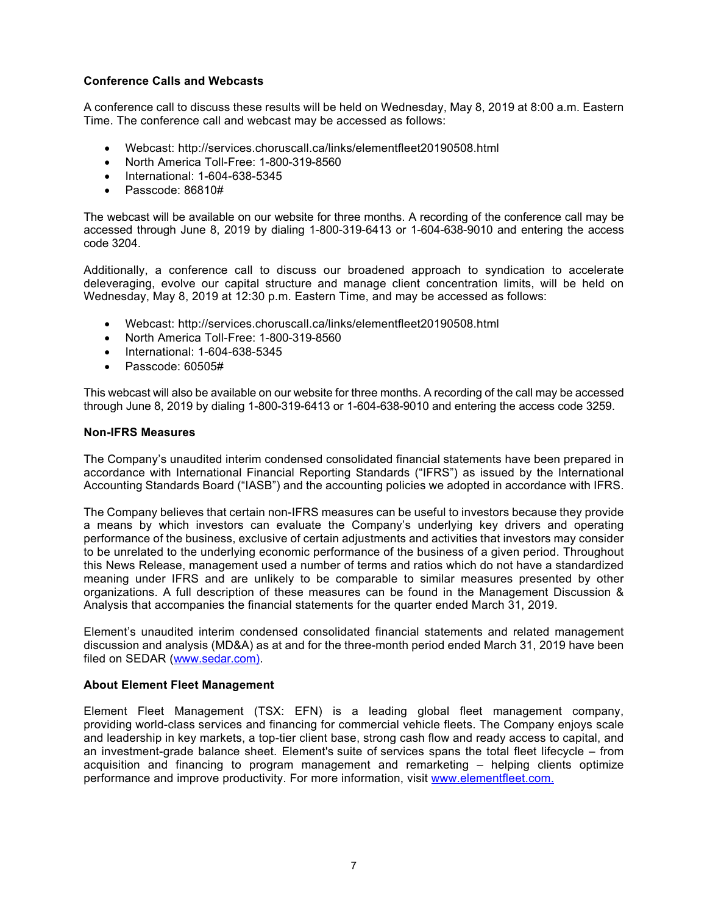### Conference Calls and Webcasts

A conference call to discuss these results will be held on Wednesday, May 8, 2019 at 8:00 a.m. Eastern Time. The conference call and webcast may be accessed as follows:

- Webcast: http://services.choruscall.ca/links/elementfleet20190508.html
- North America Toll-Free: 1-800-319-8560
- International: 1-604-638-5345
- Passcode: 86810#

The webcast will be available on our website for three months. A recording of the conference call may be accessed through June 8, 2019 by dialing 1-800-319-6413 or 1-604-638-9010 and entering the access code 3204.

Additionally, a conference call to discuss our broadened approach to syndication to accelerate deleveraging, evolve our capital structure and manage client concentration limits, will be held on Wednesday, May 8, 2019 at 12:30 p.m. Eastern Time, and may be accessed as follows:

- Webcast: http://services.choruscall.ca/links/elementfleet20190508.html
- North America Toll-Free: 1-800-319-8560
- International: 1-604-638-5345
- Passcode: 60505#

This webcast will also be available on our website for three months. A recording of the call may be accessed through June 8, 2019 by dialing 1-800-319-6413 or 1-604-638-9010 and entering the access code 3259.

### Non-IFRS Measures

The Company's unaudited interim condensed consolidated financial statements have been prepared in accordance with International Financial Reporting Standards ("IFRS") as issued by the International Accounting Standards Board ("IASB") and the accounting policies we adopted in accordance with IFRS.

The Company believes that certain non-IFRS measures can be useful to investors because they provide a means by which investors can evaluate the Company's underlying key drivers and operating performance of the business, exclusive of certain adjustments and activities that investors may consider to be unrelated to the underlying economic performance of the business of a given period. Throughout this News Release, management used a number of terms and ratios which do not have a standardized meaning under IFRS and are unlikely to be comparable to similar measures presented by other organizations. A full description of these measures can be found in the Management Discussion & Analysis that accompanies the financial statements for the quarter ended March 31, 2019.

Element's unaudited interim condensed consolidated financial statements and related management discussion and analysis (MD&A) as at and for the three-month period ended March 31, 2019 have been filed on SEDAR (www.sedar.com).

### About Element Fleet Management

Element Fleet Management (TSX: EFN) is a leading global fleet management company, providing world-class services and financing for commercial vehicle fleets. The Company enjoys scale and leadership in key markets, a top-tier client base, strong cash flow and ready access to capital, and an investment-grade balance sheet. Element's suite of services spans the total fleet lifecycle – from acquisition and financing to program management and remarketing – helping clients optimize performance and improve productivity. For more information, visit www.elementfleet.com.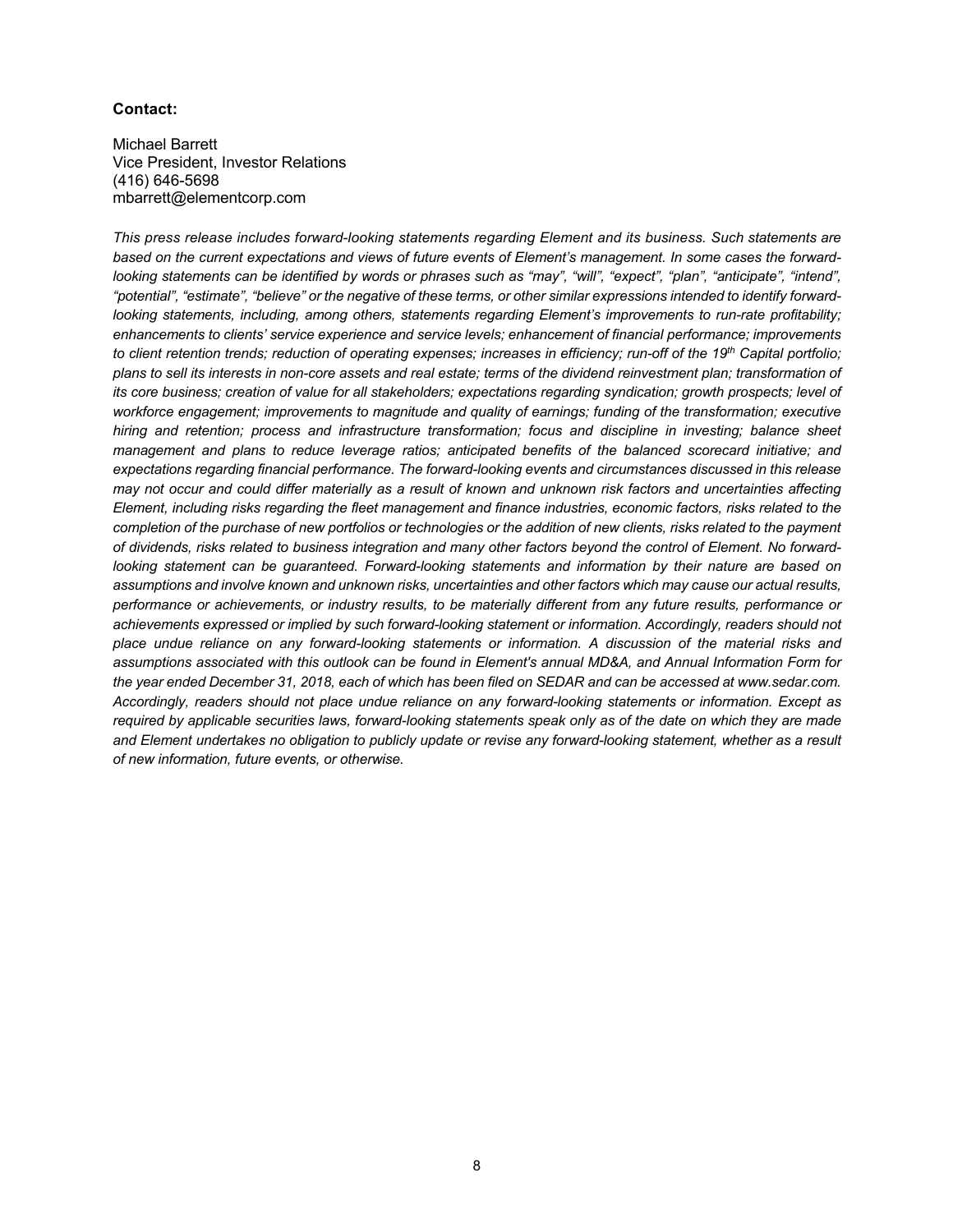**Contact:**

Michael Barrett
Vice President, Investor Relations
(416) 646-5698
mbarrett@elementcorp.com

*This press release includes forward-looking statements regarding Element and its business. Such statements are based on the current expectations and views of future events of Element's management. In some cases the forward-looking statements can be identified by words or phrases such as "may", "will", "expect", "plan", "anticipate", "intend", "potential", "estimate", "believe" or the negative of these terms, or other similar expressions intended to identify forward-looking statements, including, among others, statements regarding Element's improvements to run-rate profitability; enhancements to clients' service experience and service levels; enhancement of financial performance; improvements to client retention trends; reduction of operating expenses; increases in efficiency; run-off of the 19th Capital portfolio; plans to sell its interests in non-core assets and real estate; terms of the dividend reinvestment plan; transformation of its core business; creation of value for all stakeholders; expectations regarding syndication; growth prospects; level of workforce engagement; improvements to magnitude and quality of earnings; funding of the transformation; executive hiring and retention; process and infrastructure transformation; focus and discipline in investing; balance sheet management and plans to reduce leverage ratios; anticipated benefits of the balanced scorecard initiative; and expectations regarding financial performance. The forward-looking events and circumstances discussed in this release may not occur and could differ materially as a result of known and unknown risk factors and uncertainties affecting Element, including risks regarding the fleet management and finance industries, economic factors, risks related to the completion of the purchase of new portfolios or technologies or the addition of new clients, risks related to the payment of dividends, risks related to business integration and many other factors beyond the control of Element. No forward-looking statement can be guaranteed. Forward-looking statements and information by their nature are based on assumptions and involve known and unknown risks, uncertainties and other factors which may cause our actual results, performance or achievements, or industry results, to be materially different from any future results, performance or achievements expressed or implied by such forward-looking statement or information. Accordingly, readers should not place undue reliance on any forward-looking statements or information. A discussion of the material risks and assumptions associated with this outlook can be found in Element's annual MD&A, and Annual Information Form for the year ended December 31, 2018, each of which has been filed on SEDAR and can be accessed at www.sedar.com. Accordingly, readers should not place undue reliance on any forward-looking statements or information. Except as required by applicable securities laws, forward-looking statements speak only as of the date on which they are made and Element undertakes no obligation to publicly update or revise any forward-looking statement, whether as a result of new information, future events, or otherwise.*